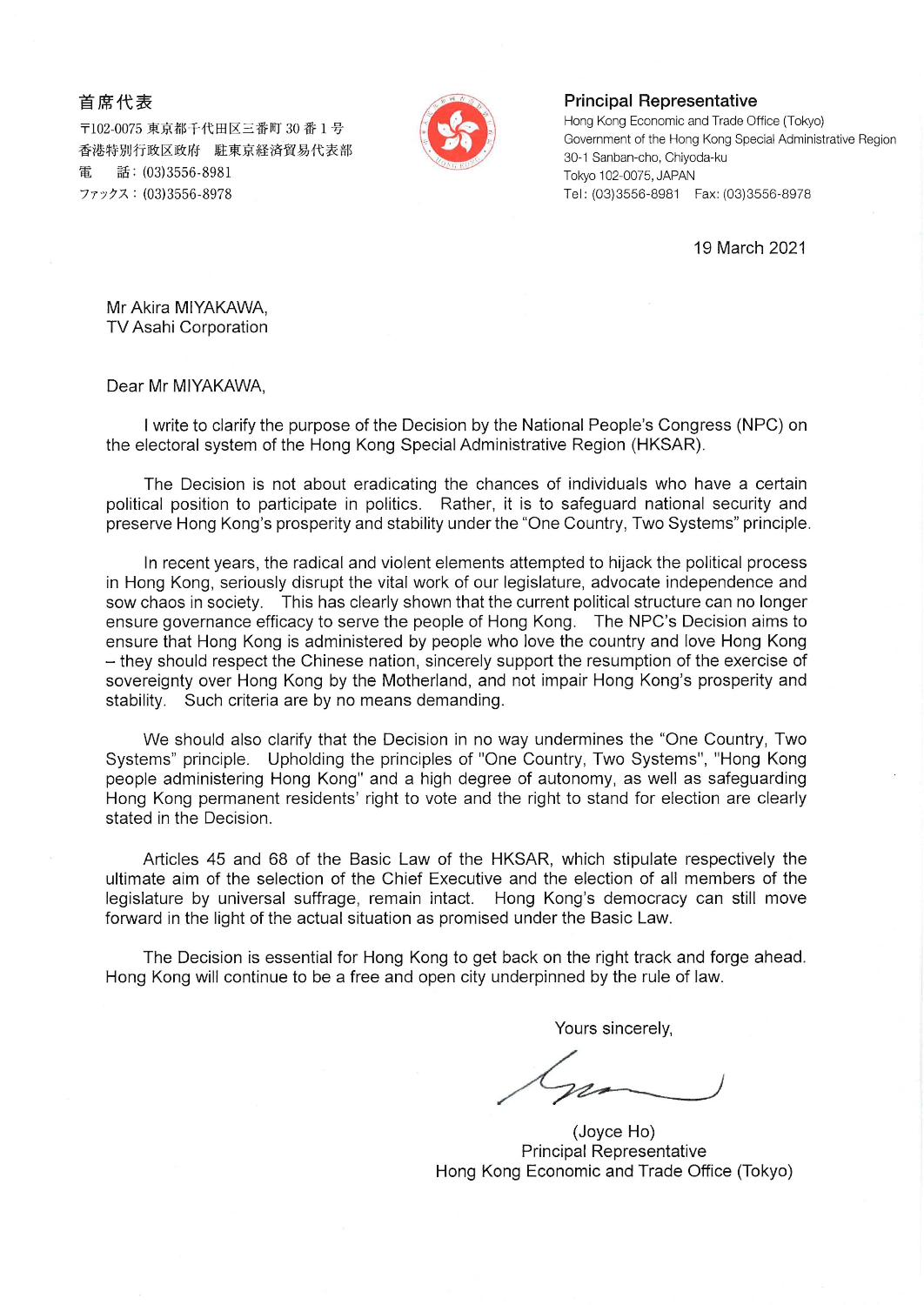首席代表
〒102-0075 東京都千代田区三番町 30 番 1 号
香港特別行政区政府　駐東京経済貿易代表部
電　話：(03)3556-8981
ファックス：(03)3556-8978

**Principal Representative**
Hong Kong Economic and Trade Office (Tokyo)
Government of the Hong Kong Special Administrative Region
30-1 Sanban-cho, Chiyoda-ku
Tokyo 102-0075, JAPAN
Tel: (03)3556-8981　Fax: (03)3556-8978

19 March 2021

Mr Akira MIYAKAWA,
TV Asahi Corporation

Dear Mr MIYAKAWA,

I write to clarify the purpose of the Decision by the National People's Congress (NPC) on the electoral system of the Hong Kong Special Administrative Region (HKSAR).

The Decision is not about eradicating the chances of individuals who have a certain political position to participate in politics. Rather, it is to safeguard national security and preserve Hong Kong's prosperity and stability under the "One Country, Two Systems" principle.

In recent years, the radical and violent elements attempted to hijack the political process in Hong Kong, seriously disrupt the vital work of our legislature, advocate independence and sow chaos in society. This has clearly shown that the current political structure can no longer ensure governance efficacy to serve the people of Hong Kong. The NPC's Decision aims to ensure that Hong Kong is administered by people who love the country and love Hong Kong – they should respect the Chinese nation, sincerely support the resumption of the exercise of sovereignty over Hong Kong by the Motherland, and not impair Hong Kong's prosperity and stability. Such criteria are by no means demanding.

We should also clarify that the Decision in no way undermines the "One Country, Two Systems" principle. Upholding the principles of "One Country, Two Systems", "Hong Kong people administering Hong Kong" and a high degree of autonomy, as well as safeguarding Hong Kong permanent residents' right to vote and the right to stand for election are clearly stated in the Decision.

Articles 45 and 68 of the Basic Law of the HKSAR, which stipulate respectively the ultimate aim of the selection of the Chief Executive and the election of all members of the legislature by universal suffrage, remain intact. Hong Kong's democracy can still move forward in the light of the actual situation as promised under the Basic Law.

The Decision is essential for Hong Kong to get back on the right track and forge ahead. Hong Kong will continue to be a free and open city underpinned by the rule of law.

Yours sincerely,

(Joyce Ho)
Principal Representative
Hong Kong Economic and Trade Office (Tokyo)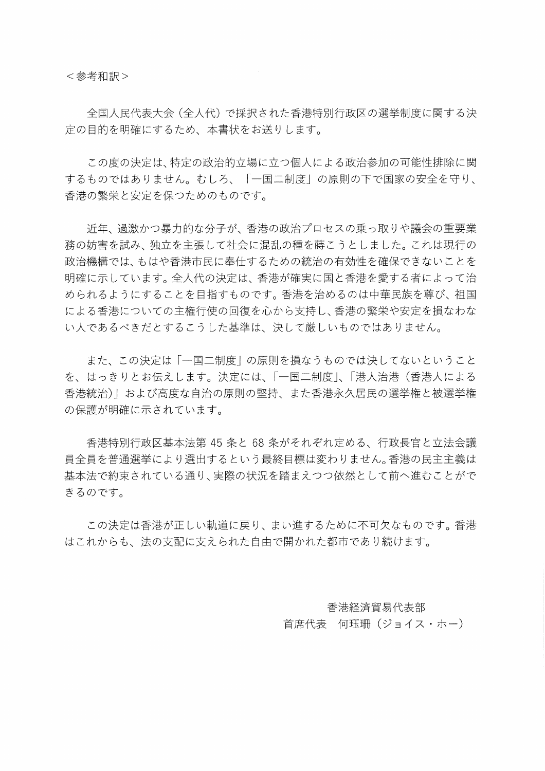＜参考和訳＞

全国人民代表大会（全人代）で採択された香港特別行政区の選挙制度に関する決定の目的を明確にするため、本書状をお送りします。

この度の決定は、特定の政治的立場に立つ個人による政治参加の可能性排除に関するものではありません。むしろ、「一国二制度」の原則の下で国家の安全を守り、香港の繁栄と安定を保つためのものです。

近年、過激かつ暴力的な分子が、香港の政治プロセスの乗っ取りや議会の重要業務の妨害を試み、独立を主張して社会に混乱の種を蒔こうとしました。これは現行の政治機構では、もはや香港市民に奉仕するための統治の有効性を確保できないことを明確に示しています。全人代の決定は、香港が確実に国と香港を愛する者によって治められるようにすることを目指すものです。香港を治めるのは中華民族を尊び、祖国による香港についての主権行使の回復を心から支持し、香港の繁栄や安定を損なわない人であるべきだとするこうした基準は、決して厳しいものではありません。

また、この決定は「一国二制度」の原則を損なうものでは決してないということを、はっきりとお伝えします。決定には、「一国二制度」、「港人治港（香港人による香港統治）」および高度な自治の原則の堅持、また香港永久居民の選挙権と被選挙権の保護が明確に示されています。

香港特別行政区基本法第 45 条と 68 条がそれぞれ定める、行政長官と立法会議員全員を普通選挙により選出するという最終目標は変わりません。香港の民主主義は基本法で約束されている通り、実際の状況を踏まえつつ依然として前へ進むことができるのです。

この決定は香港が正しい軌道に戻り、まい進するために不可欠なものです。香港はこれからも、法の支配に支えられた自由で開かれた都市であり続けます。

香港経済貿易代表部
首席代表　何珏珊（ジョイス・ホー）